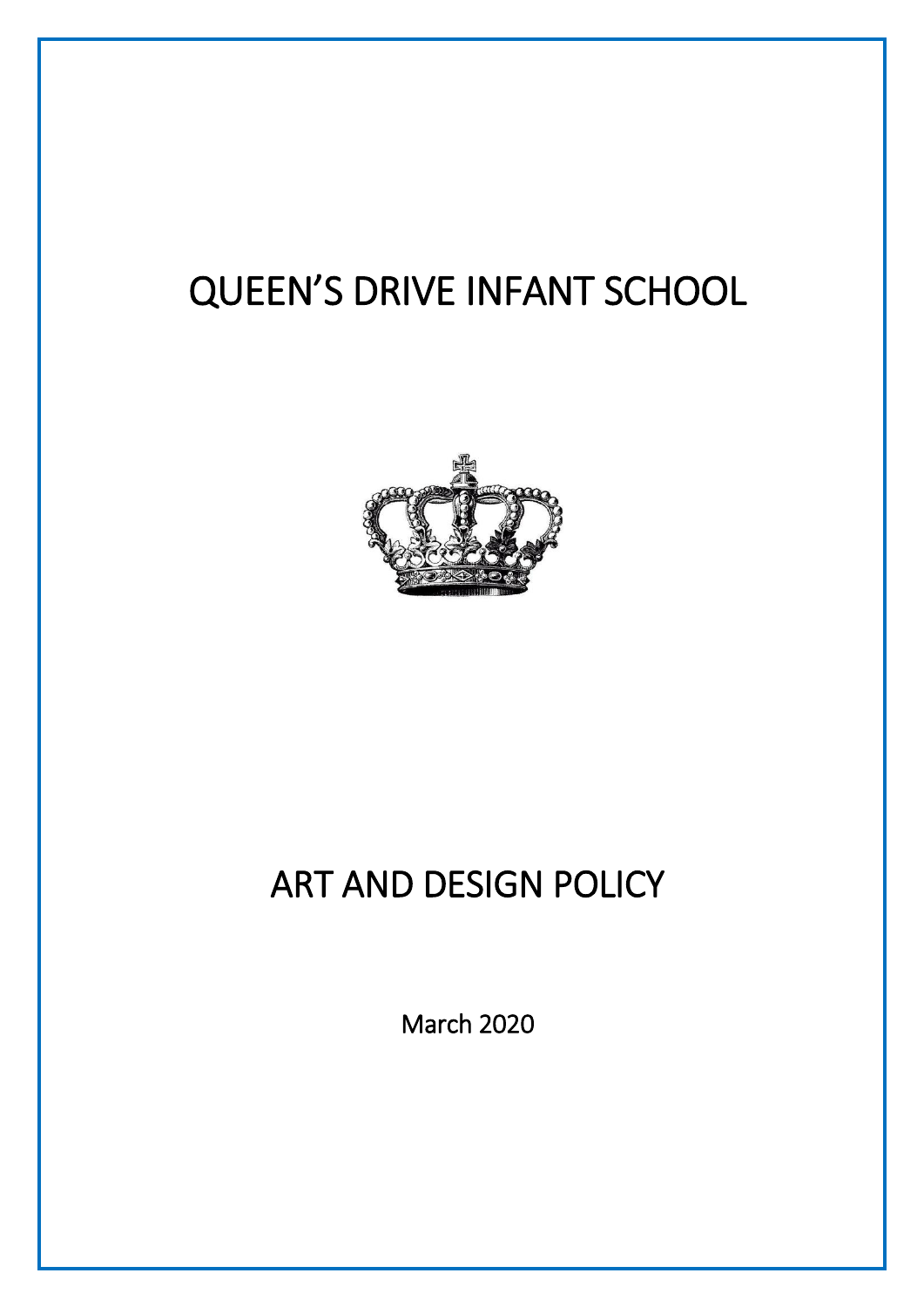# QUEEN'S DRIVE INFANT SCHOOL

# ART AND DESIGN POLICY

March 2020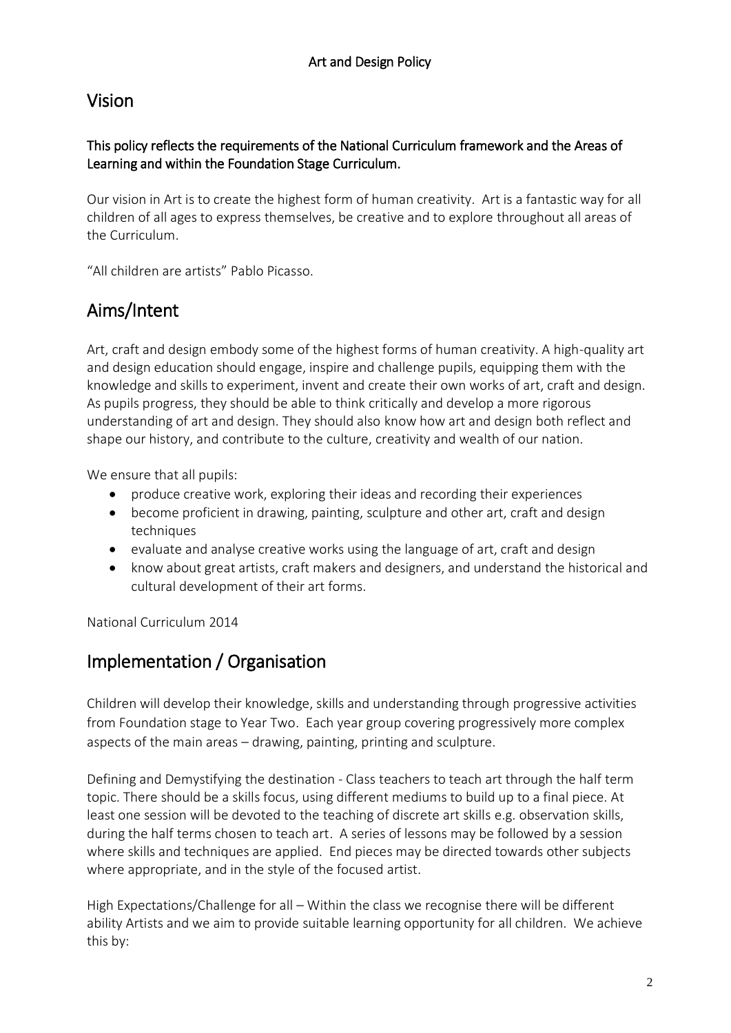# Art and Design Policy

## Vision

**This policy reflects the requirements of the National Curriculum framework and the Areas of Learning and within the Foundation Stage Curriculum.**

Our vision in Art is to create the highest form of human creativity. Art is a fantastic way for all children of all ages to express themselves, be creative and to explore throughout all areas of the Curriculum.

"All children are artists" Pablo Picasso.

## Aims/Intent

Art, craft and design embody some of the highest forms of human creativity. A high-quality art and design education should engage, inspire and challenge pupils, equipping them with the knowledge and skills to experiment, invent and create their own works of art, craft and design. As pupils progress, they should be able to think critically and develop a more rigorous understanding of art and design. They should also know how art and design both reflect and shape our history, and contribute to the culture, creativity and wealth of our nation.

We ensure that all pupils:

- produce creative work, exploring their ideas and recording their experiences
- become proficient in drawing, painting, sculpture and other art, craft and design techniques
- evaluate and analyse creative works using the language of art, craft and design
- know about great artists, craft makers and designers, and understand the historical and cultural development of their art forms.

National Curriculum 2014

## Implementation / Organisation

Children will develop their knowledge, skills and understanding through progressive activities from Foundation stage to Year Two. Each year group covering progressively more complex aspects of the main areas – drawing, painting, printing and sculpture.

Defining and Demystifying the destination - Class teachers to teach art through the half term topic. There should be a skills focus, using different mediums to build up to a final piece. At least one session will be devoted to the teaching of discrete art skills e.g. observation skills, during the half terms chosen to teach art. A series of lessons may be followed by a session where skills and techniques are applied. End pieces may be directed towards other subjects where appropriate, and in the style of the focused artist.

High Expectations/Challenge for all – Within the class we recognise there will be different ability Artists and we aim to provide suitable learning opportunity for all children. We achieve this by: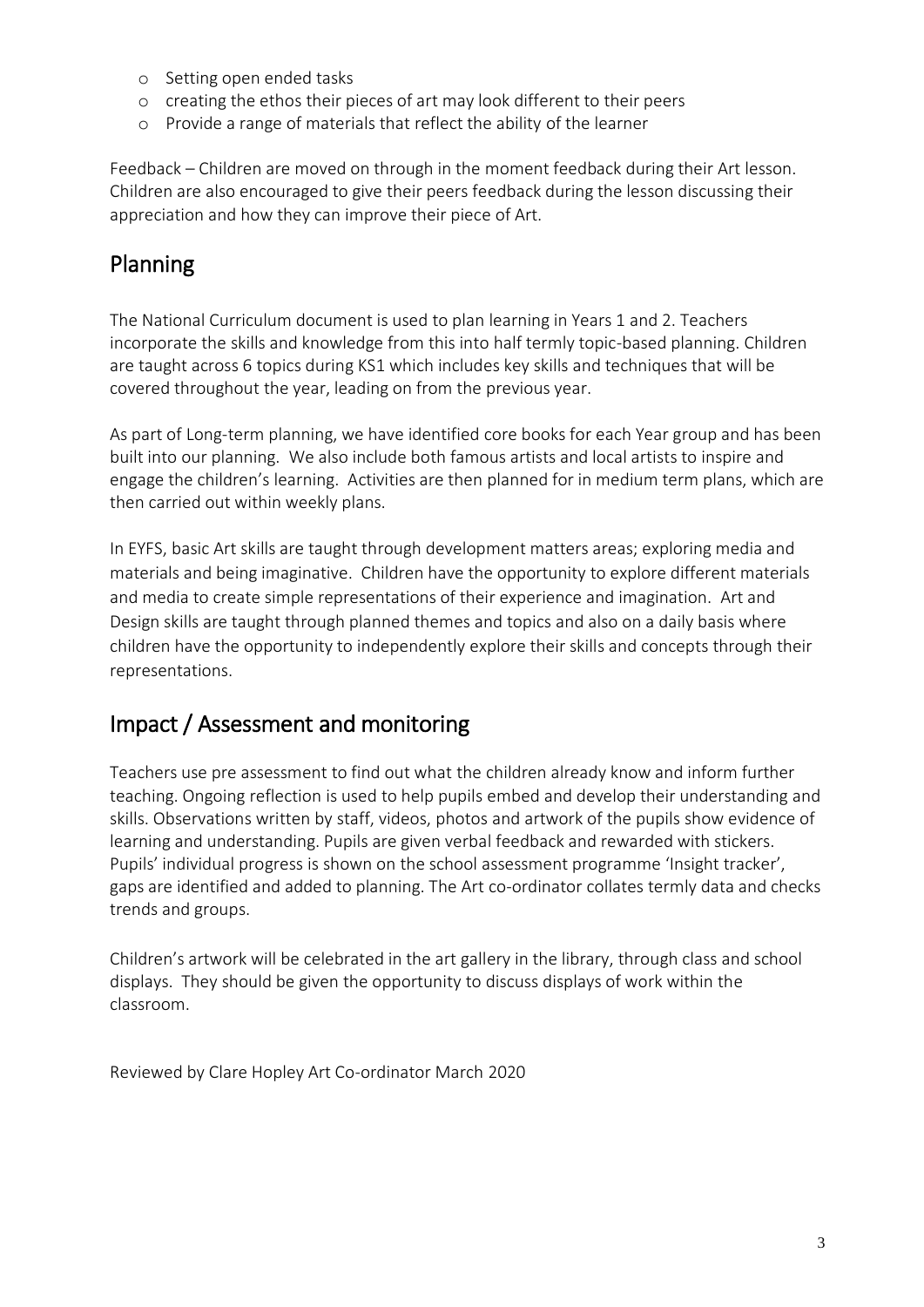- Setting open ended tasks
- creating the ethos their pieces of art may look different to their peers
- Provide a range of materials that reflect the ability of the learner

Feedback – Children are moved on through in the moment feedback during their Art lesson. Children are also encouraged to give their peers feedback during the lesson discussing their appreciation and how they can improve their piece of Art.

## Planning

The National Curriculum document is used to plan learning in Years 1 and 2. Teachers incorporate the skills and knowledge from this into half termly topic-based planning. Children are taught across 6 topics during KS1 which includes key skills and techniques that will be covered throughout the year, leading on from the previous year.

As part of Long-term planning, we have identified core books for each Year group and has been built into our planning. We also include both famous artists and local artists to inspire and engage the children's learning. Activities are then planned for in medium term plans, which are then carried out within weekly plans.

In EYFS, basic Art skills are taught through development matters areas; exploring media and materials and being imaginative. Children have the opportunity to explore different materials and media to create simple representations of their experience and imagination. Art and Design skills are taught through planned themes and topics and also on a daily basis where children have the opportunity to independently explore their skills and concepts through their representations.

## Impact / Assessment and monitoring

Teachers use pre assessment to find out what the children already know and inform further teaching. Ongoing reflection is used to help pupils embed and develop their understanding and skills. Observations written by staff, videos, photos and artwork of the pupils show evidence of learning and understanding. Pupils are given verbal feedback and rewarded with stickers. Pupils' individual progress is shown on the school assessment programme 'Insight tracker', gaps are identified and added to planning. The Art co-ordinator collates termly data and checks trends and groups.

Children's artwork will be celebrated in the art gallery in the library, through class and school displays. They should be given the opportunity to discuss displays of work within the classroom.

Reviewed by Clare Hopley Art Co-ordinator March 2020